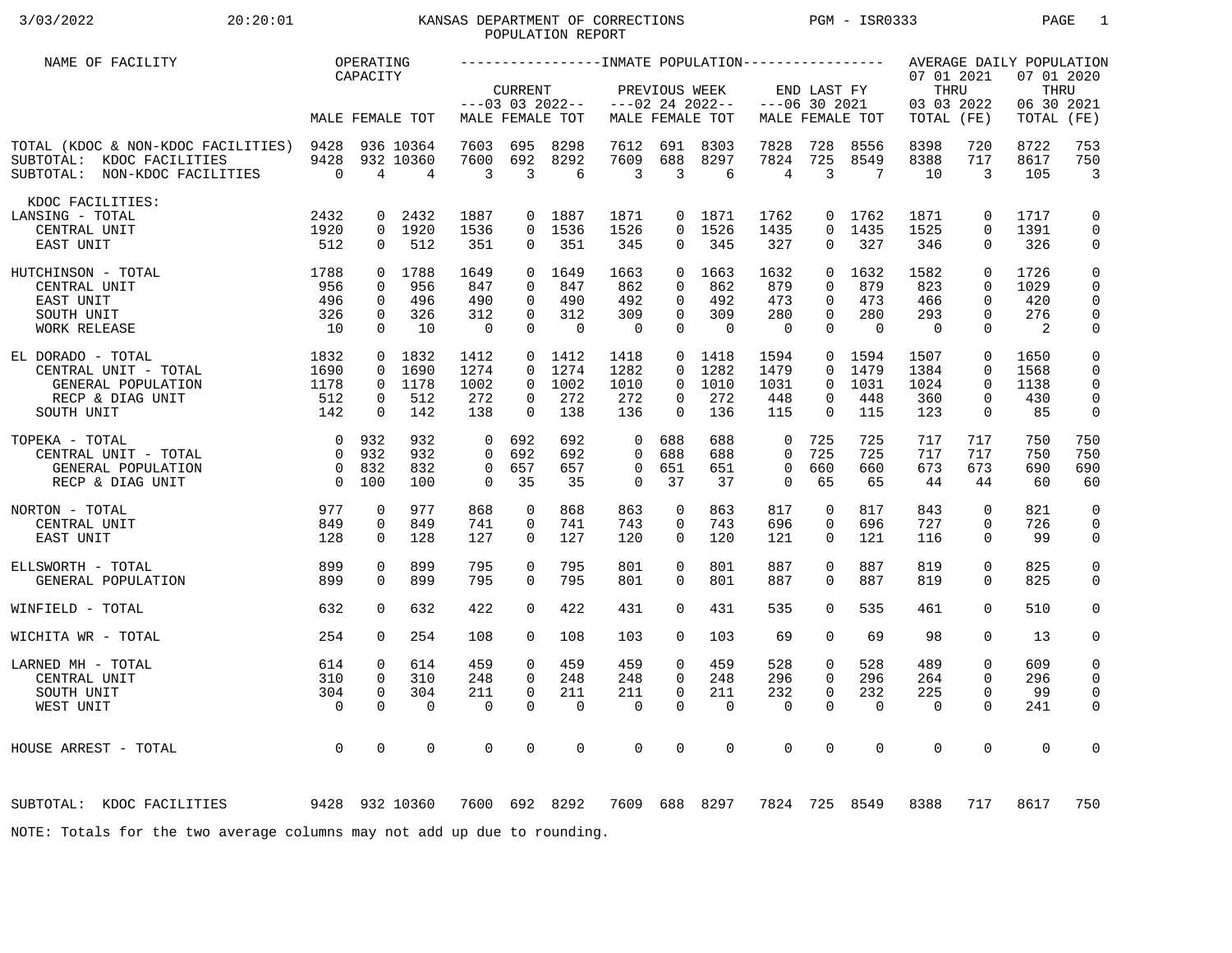3/03/2022 20:20:01 KANSAS DEPARTMENT OF CORRECTIONS PGM - ISR0333

POPULATION REPORT

| NAME OF FACILITY | OPERATING CAPACITY | | | INMATE POPULATION | | | | | | | | | AVERAGE DAILY POPULATION | | | |
|---|---|---|---|---|---|---|---|---|---|---|---|---|---|---|---|---|
| | | | | CURRENT ---03 03 2022-- | | | PREVIOUS WEEK ---02 24 2022-- | | | END LAST FY ---06 30 2021 | | | 07 01 2021 THRU 03 03 2022 | | 07 01 2020 THRU 06 30 2021 | |
| | MALE | FEMALE | TOT | MALE | FEMALE | TOT | MALE | FEMALE | TOT | MALE | FEMALE | TOT | TOTAL | (FE) | TOTAL | (FE) |
| TOTAL (KDOC & NON-KDOC FACILITIES) | 9428 | 936 | 10364 | 7603 | 695 | 8298 | 7612 | 691 | 8303 | 7828 | 728 | 8556 | 8398 | 720 | 8722 | 753 |
| SUBTOTAL: KDOC FACILITIES | 9428 | 932 | 10360 | 7600 | 692 | 8292 | 7609 | 688 | 8297 | 7824 | 725 | 8549 | 8388 | 717 | 8617 | 750 |
| SUBTOTAL: NON-KDOC FACILITIES | 0 | 4 | 4 | 3 | 3 | 6 | 3 | 3 | 6 | 4 | 3 | 7 | 10 | 3 | 105 | 3 |
| KDOC FACILITIES: | | | | | | | | | | | | | | | | |
| LANSING - TOTAL | 2432 | 0 | 2432 | 1887 | 0 | 1887 | 1871 | 0 | 1871 | 1762 | 0 | 1762 | 1871 | 0 | 1717 | 0 |
| CENTRAL UNIT | 1920 | 0 | 1920 | 1536 | 0 | 1536 | 1526 | 0 | 1526 | 1435 | 0 | 1435 | 1525 | 0 | 1391 | 0 |
| EAST UNIT | 512 | 0 | 512 | 351 | 0 | 351 | 345 | 0 | 345 | 327 | 0 | 327 | 346 | 0 | 326 | 0 |
| HUTCHINSON - TOTAL | 1788 | 0 | 1788 | 1649 | 0 | 1649 | 1663 | 0 | 1663 | 1632 | 0 | 1632 | 1582 | 0 | 1726 | 0 |
| CENTRAL UNIT | 956 | 0 | 956 | 847 | 0 | 847 | 862 | 0 | 862 | 879 | 0 | 879 | 823 | 0 | 1029 | 0 |
| EAST UNIT | 496 | 0 | 496 | 490 | 0 | 490 | 492 | 0 | 492 | 473 | 0 | 473 | 466 | 0 | 420 | 0 |
| SOUTH UNIT | 326 | 0 | 326 | 312 | 0 | 312 | 309 | 0 | 309 | 280 | 0 | 280 | 293 | 0 | 276 | 0 |
| WORK RELEASE | 10 | 0 | 10 | 0 | 0 | 0 | 0 | 0 | 0 | 0 | 0 | 0 | 0 | 0 | 2 | 0 |
| EL DORADO - TOTAL | 1832 | 0 | 1832 | 1412 | 0 | 1412 | 1418 | 0 | 1418 | 1594 | 0 | 1594 | 1507 | 0 | 1650 | 0 |
| CENTRAL UNIT - TOTAL | 1690 | 0 | 1690 | 1274 | 0 | 1274 | 1282 | 0 | 1282 | 1479 | 0 | 1479 | 1384 | 0 | 1568 | 0 |
| GENERAL POPULATION | 1178 | 0 | 1178 | 1002 | 0 | 1002 | 1010 | 0 | 1010 | 1031 | 0 | 1031 | 1024 | 0 | 1138 | 0 |
| RECP & DIAG UNIT | 512 | 0 | 512 | 272 | 0 | 272 | 272 | 0 | 272 | 448 | 0 | 448 | 360 | 0 | 430 | 0 |
| SOUTH UNIT | 142 | 0 | 142 | 138 | 0 | 138 | 136 | 0 | 136 | 115 | 0 | 115 | 123 | 0 | 85 | 0 |
| TOPEKA - TOTAL | 0 | 932 | 932 | 0 | 692 | 692 | 0 | 688 | 688 | 0 | 725 | 725 | 717 | 717 | 750 | 750 |
| CENTRAL UNIT - TOTAL | 0 | 932 | 932 | 0 | 692 | 692 | 0 | 688 | 688 | 0 | 725 | 725 | 717 | 717 | 750 | 750 |
| GENERAL POPULATION | 0 | 832 | 832 | 0 | 657 | 657 | 0 | 651 | 651 | 0 | 660 | 660 | 673 | 673 | 690 | 690 |
| RECP & DIAG UNIT | 0 | 100 | 100 | 0 | 35 | 35 | 0 | 37 | 37 | 0 | 65 | 65 | 44 | 44 | 60 | 60 |
| NORTON - TOTAL | 977 | 0 | 977 | 868 | 0 | 868 | 863 | 0 | 863 | 817 | 0 | 817 | 843 | 0 | 821 | 0 |
| CENTRAL UNIT | 849 | 0 | 849 | 741 | 0 | 741 | 743 | 0 | 743 | 696 | 0 | 696 | 727 | 0 | 726 | 0 |
| EAST UNIT | 128 | 0 | 128 | 127 | 0 | 127 | 120 | 0 | 120 | 121 | 0 | 121 | 116 | 0 | 99 | 0 |
| ELLSWORTH - TOTAL | 899 | 0 | 899 | 795 | 0 | 795 | 801 | 0 | 801 | 887 | 0 | 887 | 819 | 0 | 825 | 0 |
| GENERAL POPULATION | 899 | 0 | 899 | 795 | 0 | 795 | 801 | 0 | 801 | 887 | 0 | 887 | 819 | 0 | 825 | 0 |
| WINFIELD - TOTAL | 632 | 0 | 632 | 422 | 0 | 422 | 431 | 0 | 431 | 535 | 0 | 535 | 461 | 0 | 510 | 0 |
| WICHITA WR - TOTAL | 254 | 0 | 254 | 108 | 0 | 108 | 103 | 0 | 103 | 69 | 0 | 69 | 98 | 0 | 13 | 0 |
| LARNED MH - TOTAL | 614 | 0 | 614 | 459 | 0 | 459 | 459 | 0 | 459 | 528 | 0 | 528 | 489 | 0 | 609 | 0 |
| CENTRAL UNIT | 310 | 0 | 310 | 248 | 0 | 248 | 248 | 0 | 248 | 296 | 0 | 296 | 264 | 0 | 296 | 0 |
| SOUTH UNIT | 304 | 0 | 304 | 211 | 0 | 211 | 211 | 0 | 211 | 232 | 0 | 232 | 225 | 0 | 99 | 0 |
| WEST UNIT | 0 | 0 | 0 | 0 | 0 | 0 | 0 | 0 | 0 | 0 | 0 | 0 | 0 | 0 | 241 | 0 |
| HOUSE ARREST - TOTAL | 0 | 0 | 0 | 0 | 0 | 0 | 0 | 0 | 0 | 0 | 0 | 0 | 0 | 0 | 0 | 0 |
| SUBTOTAL: KDOC FACILITIES | 9428 | 932 | 10360 | 7600 | 692 | 8292 | 7609 | 688 | 8297 | 7824 | 725 | 8549 | 8388 | 717 | 8617 | 750 |

NOTE: Totals for the two average columns may not add up due to rounding.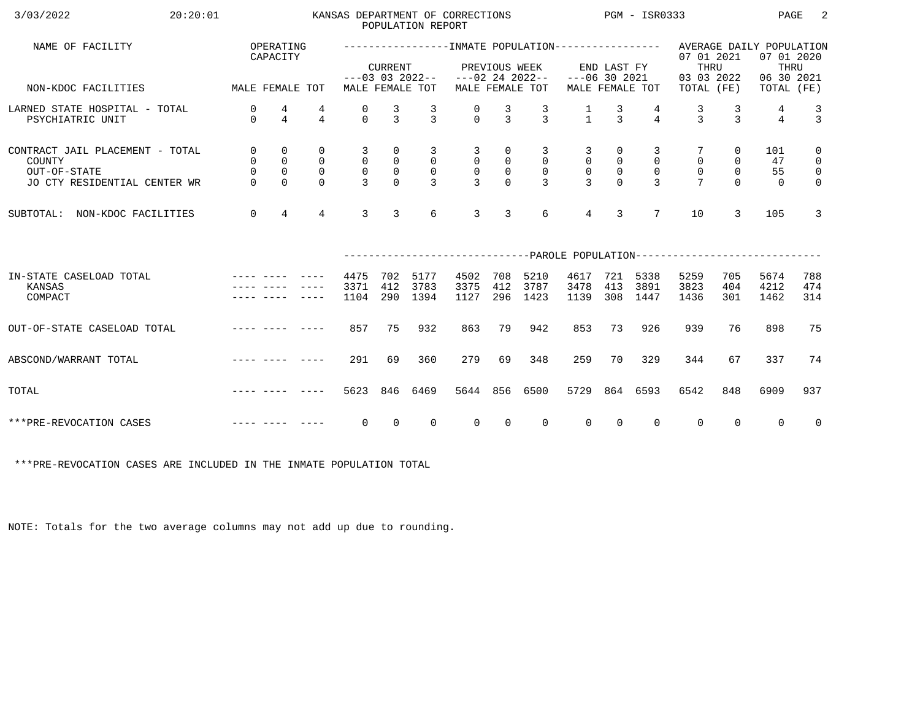KANSAS DEPARTMENT OF CORRECTIONS
POPULATION REPORT

3/03/2022 20:20:01 PGM - ISR0333

| NAME OF FACILITY | OPERATING CAPACITY | | | INMATE POPULATION | | | | | | | | | AVERAGE DAILY POPULATION | | | |
|---|---|---|---|---|---|---|---|---|---|---|---|---|---|---|---|---|
| | | | | CURRENT ---03 03 2022-- | | | PREVIOUS WEEK ---02 24 2022-- | | | END LAST FY ---06 30 2021 | | | 07 01 2021 THRU 03 03 2022 | | 07 01 2020 THRU 06 30 2021 | |
| NON-KDOC FACILITIES | MALE | FEMALE | TOT | MALE | FEMALE | TOT | MALE | FEMALE | TOT | MALE | FEMALE | TOT | TOTAL | (FE) | TOTAL | (FE) |
| LARNED STATE HOSPITAL - TOTAL | 0 | 4 | 4 | 0 | 3 | 3 | 0 | 3 | 3 | 1 | 3 | 4 | 3 | 3 | 4 | 3 |
| PSYCHIATRIC UNIT | 0 | 4 | 4 | 0 | 3 | 3 | 0 | 3 | 3 | 1 | 3 | 4 | 3 | 3 | 4 | 3 |
| CONTRACT JAIL PLACEMENT - TOTAL | 0 | 0 | 0 | 3 | 0 | 3 | 3 | 0 | 3 | 3 | 0 | 3 | 7 | 0 | 101 | 0 |
| COUNTY | 0 | 0 | 0 | 0 | 0 | 0 | 0 | 0 | 0 | 0 | 0 | 0 | 0 | 0 | 47 | 0 |
| OUT-OF-STATE | 0 | 0 | 0 | 0 | 0 | 0 | 0 | 0 | 0 | 0 | 0 | 0 | 0 | 0 | 55 | 0 |
| JO CTY RESIDENTIAL CENTER WR | 0 | 0 | 0 | 3 | 0 | 3 | 3 | 0 | 3 | 3 | 0 | 3 | 7 | 0 | 0 | 0 |
| SUBTOTAL: NON-KDOC FACILITIES | 0 | 4 | 4 | 3 | 3 | 6 | 3 | 3 | 6 | 4 | 3 | 7 | 10 | 3 | 105 | 3 |

| | | | | PAROLE POPULATION | | | | | | | | | | | | |
|---|---|---|---|---|---|---|---|---|---|---|---|---|---|---|---|---|
| IN-STATE CASELOAD TOTAL | ---- | ---- | ---- | 4475 | 702 | 5177 | 4502 | 708 | 5210 | 4617 | 721 | 5338 | 5259 | 705 | 5674 | 788 |
| KANSAS | ---- | ---- | ---- | 3371 | 412 | 3783 | 3375 | 412 | 3787 | 3478 | 413 | 3891 | 3823 | 404 | 4212 | 474 |
| COMPACT | ---- | ---- | ---- | 1104 | 290 | 1394 | 1127 | 296 | 1423 | 1139 | 308 | 1447 | 1436 | 301 | 1462 | 314 |
| OUT-OF-STATE CASELOAD TOTAL | ---- | ---- | ---- | 857 | 75 | 932 | 863 | 79 | 942 | 853 | 73 | 926 | 939 | 76 | 898 | 75 |
| ABSCOND/WARRANT TOTAL | ---- | ---- | ---- | 291 | 69 | 360 | 279 | 69 | 348 | 259 | 70 | 329 | 344 | 67 | 337 | 74 |
| TOTAL | ---- | ---- | ---- | 5623 | 846 | 6469 | 5644 | 856 | 6500 | 5729 | 864 | 6593 | 6542 | 848 | 6909 | 937 |
| ***PRE-REVOCATION CASES | ---- | ---- | ---- | 0 | 0 | 0 | 0 | 0 | 0 | 0 | 0 | 0 | 0 | 0 | 0 | 0 |

***PRE-REVOCATION CASES ARE INCLUDED IN THE INMATE POPULATION TOTAL

NOTE: Totals for the two average columns may not add up due to rounding.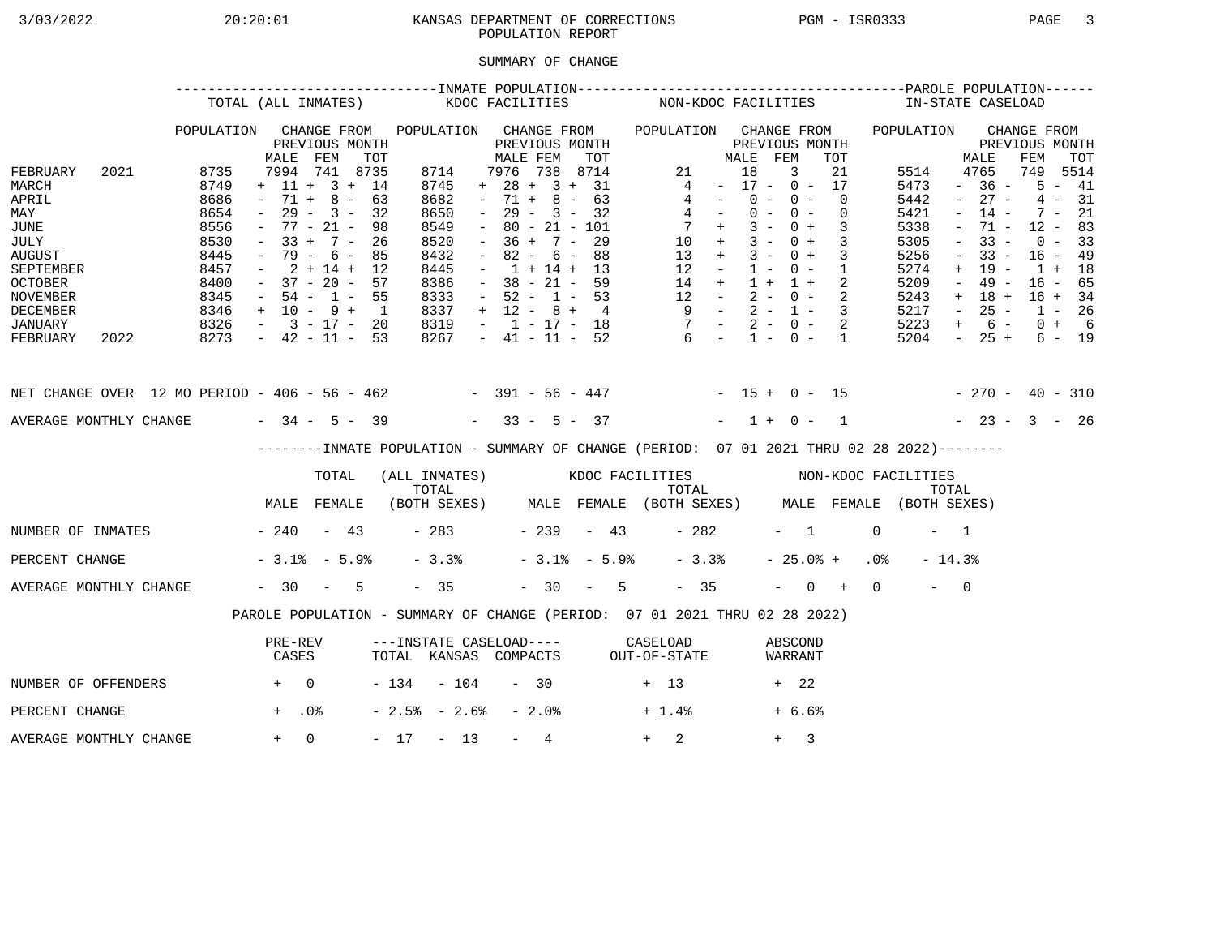KANSAS DEPARTMENT OF CORRECTIONS
POPULATION REPORT

## SUMMARY OF CHANGE

| | INMATE POPULATION | | | | | | | | | | | | PAROLE POPULATION | | | |
|---|---|---|---|---|---|---|---|---|---|---|---|---|---|---|---|---|
| | TOTAL (ALL INMATES) | | | | KDOC FACILITIES | | | | NON-KDOC FACILITIES | | | | IN-STATE CASELOAD | | | |
| | POPULATION | CHANGE FROM PREVIOUS MONTH | | | POPULATION | CHANGE FROM PREVIOUS MONTH | | | POPULATION | CHANGE FROM PREVIOUS MONTH | | | POPULATION | CHANGE FROM PREVIOUS MONTH | | |
| | | MALE | FEM | TOT | | MALE | FEM | TOT | | MALE | FEM | TOT | | MALE | FEM | TOT |
| FEBRUARY 2021 | 8735 | 7994 | 741 | 8735 | 8714 | 7976 | 738 | 8714 | 21 | 18 | 3 | 21 | 5514 | 4765 | 749 | 5514 |
| MARCH | 8749 | + 11 | + 3 | + 14 | 8745 | + 28 | + 3 | + 31 | 4 | - 17 | - 0 | - 17 | 5473 | - 36 | - 5 | - 41 |
| APRIL | 8686 | - 71 | + 8 | - 63 | 8682 | - 71 | + 8 | - 63 | 4 | - 0 | - 0 | 0 | 5442 | - 27 | - 4 | - 31 |
| MAY | 8654 | - 29 | - 3 | - 32 | 8650 | - 29 | - 3 | - 32 | 4 | - 0 | - 0 | 0 | 5421 | - 14 | - 7 | - 21 |
| JUNE | 8556 | - 77 | - 21 | - 98 | 8549 | - 80 | - 21 | - 101 | 7 | + 3 | - 0 | + 3 | 5338 | - 71 | - 12 | - 83 |
| JULY | 8530 | - 33 | + 7 | - 26 | 8520 | - 36 | + 7 | - 29 | 10 | + 3 | - 0 | + 3 | 5305 | - 33 | - 0 | - 33 |
| AUGUST | 8445 | - 79 | - 6 | - 85 | 8432 | - 82 | - 6 | - 88 | 13 | + 3 | - 0 | + 3 | 5256 | - 33 | - 16 | - 49 |
| SEPTEMBER | 8457 | - 2 | + 14 | + 12 | 8445 | - 1 | + 14 | + 13 | 12 | - 1 | - 0 | - 1 | 5274 | + 19 | - 1 | + 18 |
| OCTOBER | 8400 | - 37 | - 20 | - 57 | 8386 | - 38 | - 21 | - 59 | 14 | + 1 | + 1 | + 2 | 5209 | - 49 | - 16 | - 65 |
| NOVEMBER | 8345 | - 54 | - 1 | - 55 | 8333 | - 52 | - 1 | - 53 | 12 | - 2 | - 0 | - 2 | 5243 | + 18 | + 16 | + 34 |
| DECEMBER | 8346 | + 10 | - 9 | + 1 | 8337 | + 12 | - 8 | + 4 | 9 | - 2 | - 1 | - 3 | 5217 | - 25 | - 1 | - 26 |
| JANUARY | 8326 | - 3 | - 17 | - 20 | 8319 | - 1 | - 17 | - 18 | 7 | - 2 | - 0 | - 2 | 5223 | + 6 | - 0 | + 6 |
| FEBRUARY 2022 | 8273 | - 42 | - 11 | - 53 | 8267 | - 41 | - 11 | - 52 | 6 | - 1 | - 0 | - 1 | 5204 | - 25 | + 6 | - 19 |
| NET CHANGE OVER 12 MO PERIOD | | - 406 | - 56 | - 462 | | - 391 | - 56 | - 447 | | - 15 | + 0 | - 15 | | - 270 | - 40 | - 310 |
| AVERAGE MONTHLY CHANGE | | - 34 | - 5 | - 39 | | - 33 | - 5 | - 37 | | - 1 | + 0 | - 1 | | - 23 | - 3 | - 26 |

### INMATE POPULATION - SUMMARY OF CHANGE (PERIOD: 07 01 2021 THRU 02 28 2022)

| | TOTAL (ALL INMATES) | | | KDOC FACILITIES | | | NON-KDOC FACILITIES | | |
|---|---|---|---|---|---|---|---|---|---|
| | MALE | FEMALE | TOTAL (BOTH SEXES) | MALE | FEMALE | TOTAL (BOTH SEXES) | MALE | FEMALE | TOTAL (BOTH SEXES) |
| NUMBER OF INMATES | - 240 | - 43 | - 283 | - 239 | - 43 | - 282 | - 1 | 0 | - 1 |
| PERCENT CHANGE | - 3.1% | - 5.9% | - 3.3% | - 3.1% | - 5.9% | - 3.3% | - 25.0% | + .0% | - 14.3% |
| AVERAGE MONTHLY CHANGE | - 30 | - 5 | - 35 | - 30 | - 5 | - 35 | - 0 | + 0 | - 0 |

### PAROLE POPULATION - SUMMARY OF CHANGE (PERIOD: 07 01 2021 THRU 02 28 2022)

| | PRE-REV CASES | ---INSTATE CASELOAD--- TOTAL | KANSAS | COMPACTS | CASELOAD OUT-OF-STATE | ABSCOND WARRANT |
|---|---|---|---|---|---|---|
| NUMBER OF OFFENDERS | + 0 | - 134 | - 104 | - 30 | + 13 | + 22 |
| PERCENT CHANGE | + .0% | - 2.5% | - 2.6% | - 2.0% | + 1.4% | + 6.6% |
| AVERAGE MONTHLY CHANGE | + 0 | - 17 | - 13 | - 4 | + 2 | + 3 |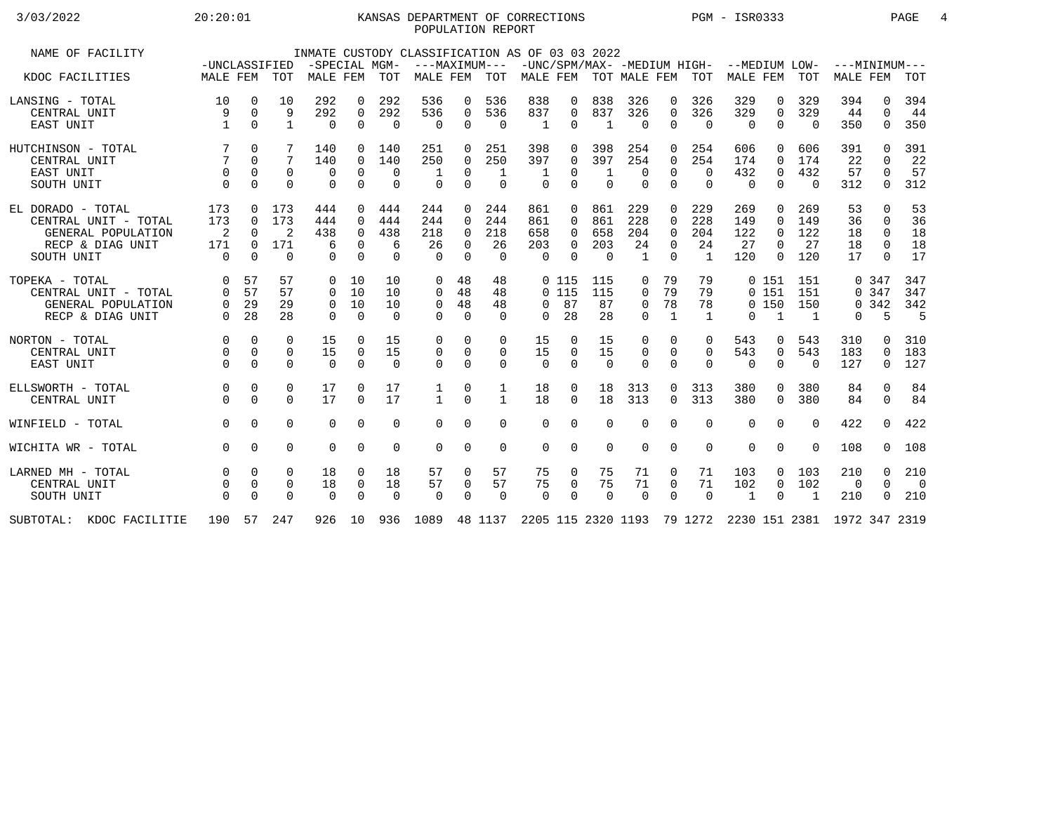KANSAS DEPARTMENT OF CORRECTIONS
POPULATION REPORT

PGM - ISR0333

INMATE CUSTODY CLASSIFICATION AS OF 03 03 2022

| NAME OF FACILITY | -UNCLASSIFIED | | | -SPECIAL MGM- | | | ---MAXIMUM--- | | | -UNC/SPM/MAX- | | | -MEDIUM HIGH- | | | --MEDIUM LOW- | | | ---MINIMUM--- | | |
|---|---|---|---|---|---|---|---|---|---|---|---|---|---|---|---|---|---|---|---|---|---|
| KDOC FACILITIES | MALE | FEM | TOT | MALE | FEM | TOT | MALE | FEM | TOT | MALE | FEM | TOT | MALE | FEM | TOT | MALE | FEM | TOT | MALE | FEM | TOT |
| LANSING - TOTAL | 10 | 0 | 10 | 292 | 0 | 292 | 536 | 0 | 536 | 838 | 0 | 838 | 326 | 0 | 326 | 329 | 0 | 329 | 394 | 0 | 394 |
| CENTRAL UNIT | 9 | 0 | 9 | 292 | 0 | 292 | 536 | 0 | 536 | 837 | 0 | 837 | 326 | 0 | 326 | 329 | 0 | 329 | 44 | 0 | 44 |
| EAST UNIT | 1 | 0 | 1 | 0 | 0 | 0 | 0 | 0 | 0 | 1 | 0 | 1 | 0 | 0 | 0 | 0 | 0 | 0 | 350 | 0 | 350 |
| HUTCHINSON - TOTAL | 7 | 0 | 7 | 140 | 0 | 140 | 251 | 0 | 251 | 398 | 0 | 398 | 254 | 0 | 254 | 606 | 0 | 606 | 391 | 0 | 391 |
| CENTRAL UNIT | 7 | 0 | 7 | 140 | 0 | 140 | 250 | 0 | 250 | 397 | 0 | 397 | 254 | 0 | 254 | 174 | 0 | 174 | 22 | 0 | 22 |
| EAST UNIT | 0 | 0 | 0 | 0 | 0 | 0 | 1 | 0 | 1 | 1 | 0 | 1 | 0 | 0 | 0 | 432 | 0 | 432 | 57 | 0 | 57 |
| SOUTH UNIT | 0 | 0 | 0 | 0 | 0 | 0 | 0 | 0 | 0 | 0 | 0 | 0 | 0 | 0 | 0 | 0 | 0 | 0 | 312 | 0 | 312 |
| EL DORADO - TOTAL | 173 | 0 | 173 | 444 | 0 | 444 | 244 | 0 | 244 | 861 | 0 | 861 | 229 | 0 | 229 | 269 | 0 | 269 | 53 | 0 | 53 |
| CENTRAL UNIT - TOTAL | 173 | 0 | 173 | 444 | 0 | 444 | 244 | 0 | 244 | 861 | 0 | 861 | 228 | 0 | 228 | 149 | 0 | 149 | 36 | 0 | 36 |
| GENERAL POPULATION | 2 | 0 | 2 | 438 | 0 | 438 | 218 | 0 | 218 | 658 | 0 | 658 | 204 | 0 | 204 | 122 | 0 | 122 | 18 | 0 | 18 |
| RECP & DIAG UNIT | 171 | 0 | 171 | 6 | 0 | 6 | 26 | 0 | 26 | 203 | 0 | 203 | 24 | 0 | 24 | 27 | 0 | 27 | 18 | 0 | 18 |
| SOUTH UNIT | 0 | 0 | 0 | 0 | 0 | 0 | 0 | 0 | 0 | 0 | 0 | 0 | 1 | 0 | 1 | 120 | 0 | 120 | 17 | 0 | 17 |
| TOPEKA - TOTAL | 0 | 57 | 57 | 0 | 10 | 10 | 0 | 48 | 48 | 0 | 115 | 115 | 0 | 79 | 79 | 0 | 151 | 151 | 0 | 347 | 347 |
| CENTRAL UNIT - TOTAL | 0 | 57 | 57 | 0 | 10 | 10 | 0 | 48 | 48 | 0 | 115 | 115 | 0 | 79 | 79 | 0 | 151 | 151 | 0 | 347 | 347 |
| GENERAL POPULATION | 0 | 29 | 29 | 0 | 10 | 10 | 0 | 48 | 48 | 0 | 87 | 87 | 0 | 78 | 78 | 0 | 150 | 150 | 0 | 342 | 342 |
| RECP & DIAG UNIT | 0 | 28 | 28 | 0 | 0 | 0 | 0 | 0 | 0 | 0 | 28 | 28 | 0 | 1 | 1 | 0 | 1 | 1 | 0 | 5 | 5 |
| NORTON - TOTAL | 0 | 0 | 0 | 15 | 0 | 15 | 0 | 0 | 0 | 15 | 0 | 15 | 0 | 0 | 0 | 543 | 0 | 543 | 310 | 0 | 310 |
| CENTRAL UNIT | 0 | 0 | 0 | 15 | 0 | 15 | 0 | 0 | 0 | 15 | 0 | 15 | 0 | 0 | 0 | 543 | 0 | 543 | 183 | 0 | 183 |
| EAST UNIT | 0 | 0 | 0 | 0 | 0 | 0 | 0 | 0 | 0 | 0 | 0 | 0 | 0 | 0 | 0 | 0 | 0 | 0 | 127 | 0 | 127 |
| ELLSWORTH - TOTAL | 0 | 0 | 0 | 17 | 0 | 17 | 1 | 0 | 1 | 18 | 0 | 18 | 313 | 0 | 313 | 380 | 0 | 380 | 84 | 0 | 84 |
| CENTRAL UNIT | 0 | 0 | 0 | 17 | 0 | 17 | 1 | 0 | 1 | 18 | 0 | 18 | 313 | 0 | 313 | 380 | 0 | 380 | 84 | 0 | 84 |
| WINFIELD - TOTAL | 0 | 0 | 0 | 0 | 0 | 0 | 0 | 0 | 0 | 0 | 0 | 0 | 0 | 0 | 0 | 0 | 0 | 0 | 422 | 0 | 422 |
| WICHITA WR - TOTAL | 0 | 0 | 0 | 0 | 0 | 0 | 0 | 0 | 0 | 0 | 0 | 0 | 0 | 0 | 0 | 0 | 0 | 0 | 108 | 0 | 108 |
| LARNED MH - TOTAL | 0 | 0 | 0 | 18 | 0 | 18 | 57 | 0 | 57 | 75 | 0 | 75 | 71 | 0 | 71 | 103 | 0 | 103 | 210 | 0 | 210 |
| CENTRAL UNIT | 0 | 0 | 0 | 18 | 0 | 18 | 57 | 0 | 57 | 75 | 0 | 75 | 71 | 0 | 71 | 102 | 0 | 102 | 0 | 0 | 0 |
| SOUTH UNIT | 0 | 0 | 0 | 0 | 0 | 0 | 0 | 0 | 0 | 0 | 0 | 0 | 0 | 0 | 0 | 1 | 0 | 1 | 210 | 0 | 210 |
| SUBTOTAL: KDOC FACILITIE | 190 | 57 | 247 | 926 | 10 | 936 | 1089 | 48 | 1137 | 2205 | 115 | 2320 | 1193 | 79 | 1272 | 2230 | 151 | 2381 | 1972 | 347 | 2319 |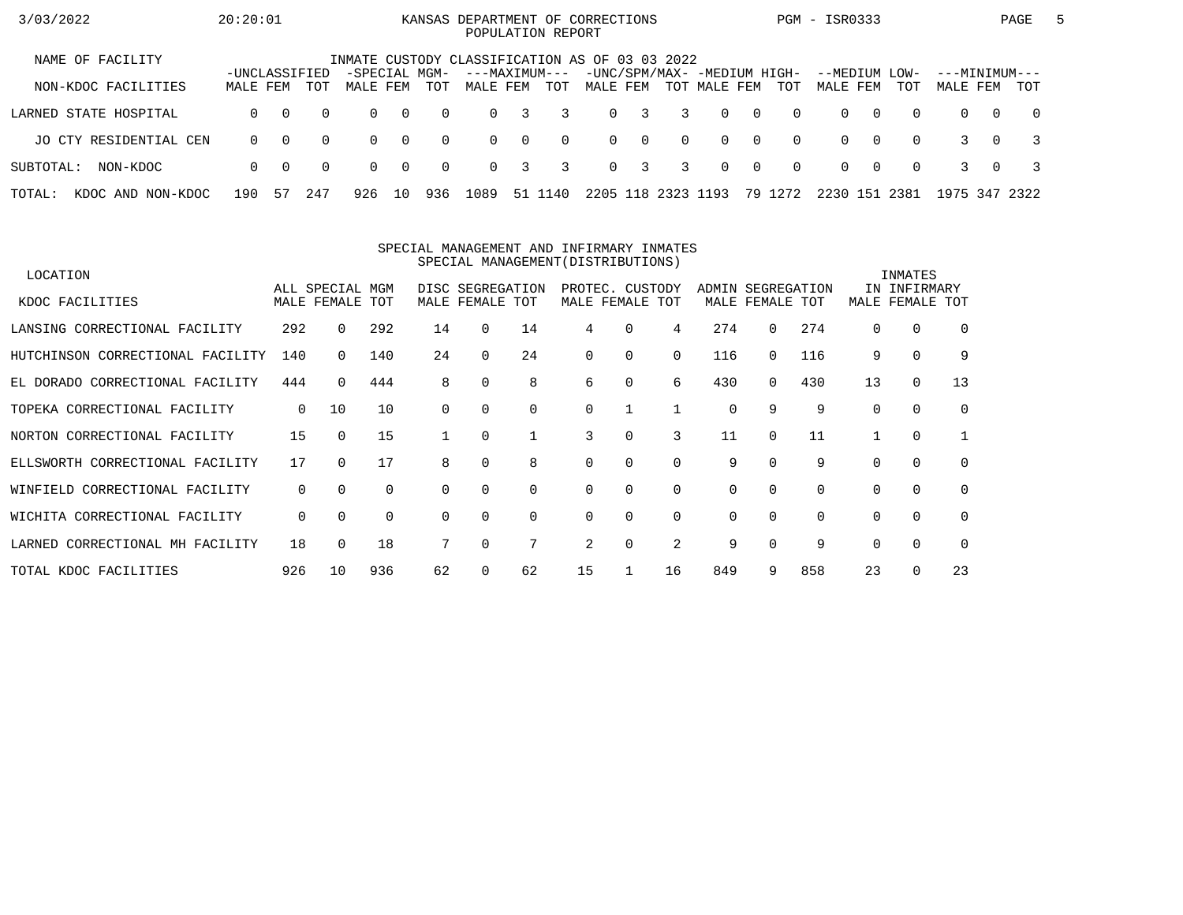# KANSAS DEPARTMENT OF CORRECTIONS
## POPULATION REPORT

3/03/2022 20:20:01 PGM - ISR0333

INMATE CUSTODY CLASSIFICATION AS OF 03 03 2022

| NAME OF FACILITY / NON-KDOC FACILITIES | -UNCLASSIFIED- | | | -SPECIAL MGM- | | | ---MAXIMUM--- | | | -UNC/SPM/MAX- | | | -MEDIUM HIGH- | | | --MEDIUM LOW- | | | ---MINIMUM--- | | |
|---|---|---|---|---|---|---|---|---|---|---|---|---|---|---|---|---|---|---|---|---|---|
| | MALE | FEM | TOT | MALE | FEM | TOT | MALE | FEM | TOT | MALE | FEM | TOT | MALE | FEM | TOT | MALE | FEM | TOT | MALE | FEM | TOT |
| LARNED STATE HOSPITAL | 0 | 0 | 0 | 0 | 0 | 0 | 0 | 3 | 3 | 0 | 3 | 3 | 0 | 0 | 0 | 0 | 0 | 0 | 0 | 0 | 0 |
| JO CTY RESIDENTIAL CEN | 0 | 0 | 0 | 0 | 0 | 0 | 0 | 0 | 0 | 0 | 0 | 0 | 0 | 0 | 0 | 0 | 0 | 0 | 3 | 0 | 3 |
| SUBTOTAL: NON-KDOC | 0 | 0 | 0 | 0 | 0 | 0 | 0 | 3 | 3 | 0 | 3 | 3 | 0 | 0 | 0 | 0 | 0 | 0 | 3 | 0 | 3 |
| TOTAL: KDOC AND NON-KDOC | 190 | 57 | 247 | 926 | 10 | 936 | 1089 | 51 | 1140 | 2205 | 118 | 2323 | 1193 | 79 | 1272 | 2230 | 151 | 2381 | 1975 | 347 | 2322 |

## SPECIAL MANAGEMENT AND INFIRMARY INMATES
### SPECIAL MANAGEMENT(DISTRIBUTIONS)

| LOCATION / KDOC FACILITIES | ALL SPECIAL MGM | | | DISC SEGREGATION | | | PROTEC. CUSTODY | | | ADMIN SEGREGATION | | | INMATES IN INFIRMARY | | |
|---|---|---|---|---|---|---|---|---|---|---|---|---|---|---|---|
| | MALE | FEMALE | TOT | MALE | FEMALE | TOT | MALE | FEMALE | TOT | MALE | FEMALE | TOT | MALE | FEMALE | TOT |
| LANSING CORRECTIONAL FACILITY | 292 | 0 | 292 | 14 | 0 | 14 | 4 | 0 | 4 | 274 | 0 | 274 | 0 | 0 | 0 |
| HUTCHINSON CORRECTIONAL FACILITY | 140 | 0 | 140 | 24 | 0 | 24 | 0 | 0 | 0 | 116 | 0 | 116 | 9 | 0 | 9 |
| EL DORADO CORRECTIONAL FACILITY | 444 | 0 | 444 | 8 | 0 | 8 | 6 | 0 | 6 | 430 | 0 | 430 | 13 | 0 | 13 |
| TOPEKA CORRECTIONAL FACILITY | 0 | 10 | 10 | 0 | 0 | 0 | 0 | 1 | 1 | 0 | 9 | 9 | 0 | 0 | 0 |
| NORTON CORRECTIONAL FACILITY | 15 | 0 | 15 | 1 | 0 | 1 | 3 | 0 | 3 | 11 | 0 | 11 | 1 | 0 | 1 |
| ELLSWORTH CORRECTIONAL FACILITY | 17 | 0 | 17 | 8 | 0 | 8 | 0 | 0 | 0 | 9 | 0 | 9 | 0 | 0 | 0 |
| WINFIELD CORRECTIONAL FACILITY | 0 | 0 | 0 | 0 | 0 | 0 | 0 | 0 | 0 | 0 | 0 | 0 | 0 | 0 | 0 |
| WICHITA CORRECTIONAL FACILITY | 0 | 0 | 0 | 0 | 0 | 0 | 0 | 0 | 0 | 0 | 0 | 0 | 0 | 0 | 0 |
| LARNED CORRECTIONAL MH FACILITY | 18 | 0 | 18 | 7 | 0 | 7 | 2 | 0 | 2 | 9 | 0 | 9 | 0 | 0 | 0 |
| TOTAL KDOC FACILITIES | 926 | 10 | 936 | 62 | 0 | 62 | 15 | 1 | 16 | 849 | 9 | 858 | 23 | 0 | 23 |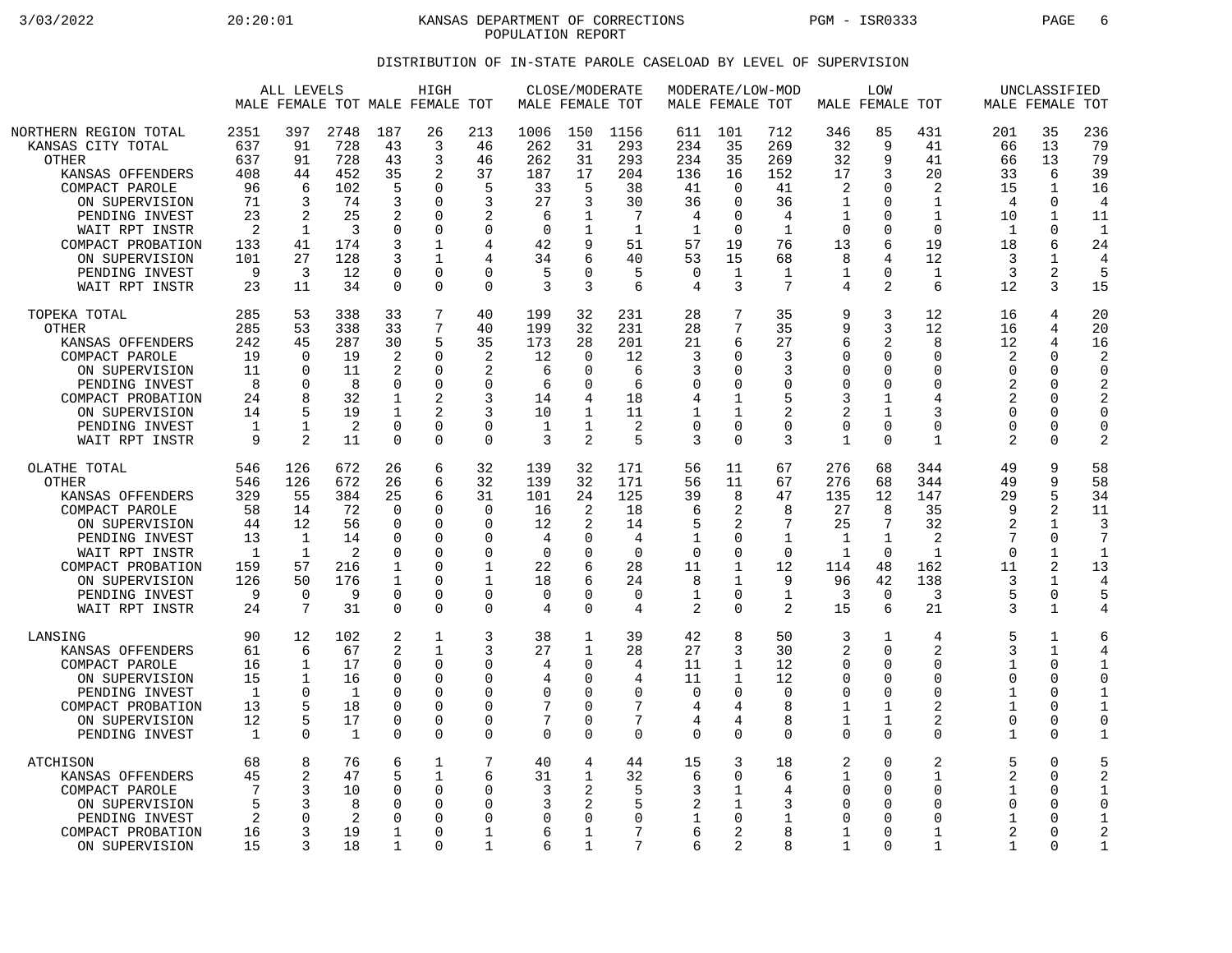KANSAS DEPARTMENT OF CORRECTIONS
POPULATION REPORT

## DISTRIBUTION OF IN-STATE PAROLE CASELOAD BY LEVEL OF SUPERVISION

| | ALL LEVELS | | | HIGH | | | CLOSE/MODERATE | | | MODERATE/LOW-MOD | | | LOW | | | UNCLASSIFIED | | |
|---|---|---|---|---|---|---|---|---|---|---|---|---|---|---|---|---|---|---|
| | MALE | FEMALE | TOT | MALE | FEMALE | TOT | MALE | FEMALE | TOT | MALE | FEMALE | TOT | MALE | FEMALE | TOT | MALE | FEMALE | TOT |
| NORTHERN REGION TOTAL | 2351 | 397 | 2748 | 187 | 26 | 213 | 1006 | 150 | 1156 | 611 | 101 | 712 | 346 | 85 | 431 | 201 | 35 | 236 |
| KANSAS CITY TOTAL | 637 | 91 | 728 | 43 | 3 | 46 | 262 | 31 | 293 | 234 | 35 | 269 | 32 | 9 | 41 | 66 | 13 | 79 |
| OTHER | 637 | 91 | 728 | 43 | 3 | 46 | 262 | 31 | 293 | 234 | 35 | 269 | 32 | 9 | 41 | 66 | 13 | 79 |
| KANSAS OFFENDERS | 408 | 44 | 452 | 35 | 2 | 37 | 187 | 17 | 204 | 136 | 16 | 152 | 17 | 3 | 20 | 33 | 6 | 39 |
| COMPACT PAROLE | 96 | 6 | 102 | 5 | 0 | 5 | 33 | 5 | 38 | 41 | 0 | 41 | 2 | 0 | 2 | 15 | 1 | 16 |
| ON SUPERVISION | 71 | 3 | 74 | 3 | 0 | 3 | 27 | 3 | 30 | 36 | 0 | 36 | 1 | 0 | 1 | 4 | 0 | 4 |
| PENDING INVEST | 23 | 2 | 25 | 2 | 0 | 2 | 6 | 1 | 7 | 4 | 0 | 4 | 1 | 0 | 1 | 10 | 1 | 11 |
| WAIT RPT INSTR | 2 | 1 | 3 | 0 | 0 | 0 | 0 | 1 | 1 | 1 | 0 | 1 | 0 | 0 | 0 | 1 | 0 | 1 |
| COMPACT PROBATION | 133 | 41 | 174 | 3 | 1 | 4 | 42 | 9 | 51 | 57 | 19 | 76 | 13 | 6 | 19 | 18 | 6 | 24 |
| ON SUPERVISION | 101 | 27 | 128 | 3 | 1 | 4 | 34 | 6 | 40 | 53 | 15 | 68 | 8 | 4 | 12 | 3 | 1 | 4 |
| PENDING INVEST | 9 | 3 | 12 | 0 | 0 | 0 | 5 | 0 | 5 | 0 | 1 | 1 | 1 | 0 | 1 | 3 | 2 | 5 |
| WAIT RPT INSTR | 23 | 11 | 34 | 0 | 0 | 0 | 3 | 3 | 6 | 4 | 3 | 7 | 4 | 2 | 6 | 12 | 3 | 15 |
| TOPEKA TOTAL | 285 | 53 | 338 | 33 | 7 | 40 | 199 | 32 | 231 | 28 | 7 | 35 | 9 | 3 | 12 | 16 | 4 | 20 |
| OTHER | 285 | 53 | 338 | 33 | 7 | 40 | 199 | 32 | 231 | 28 | 7 | 35 | 9 | 3 | 12 | 16 | 4 | 20 |
| KANSAS OFFENDERS | 242 | 45 | 287 | 30 | 5 | 35 | 173 | 28 | 201 | 21 | 6 | 27 | 6 | 2 | 8 | 12 | 4 | 16 |
| COMPACT PAROLE | 19 | 0 | 19 | 2 | 0 | 2 | 12 | 0 | 12 | 3 | 0 | 3 | 0 | 0 | 0 | 2 | 0 | 2 |
| ON SUPERVISION | 11 | 0 | 11 | 2 | 0 | 2 | 6 | 0 | 6 | 3 | 0 | 3 | 0 | 0 | 0 | 0 | 0 | 0 |
| PENDING INVEST | 8 | 0 | 8 | 0 | 0 | 0 | 6 | 0 | 6 | 0 | 0 | 0 | 0 | 0 | 0 | 2 | 0 | 2 |
| COMPACT PROBATION | 24 | 8 | 32 | 1 | 2 | 3 | 14 | 4 | 18 | 4 | 1 | 5 | 3 | 1 | 4 | 2 | 0 | 2 |
| ON SUPERVISION | 14 | 5 | 19 | 1 | 2 | 3 | 10 | 1 | 11 | 1 | 1 | 2 | 2 | 1 | 3 | 0 | 0 | 0 |
| PENDING INVEST | 1 | 1 | 2 | 0 | 0 | 0 | 1 | 1 | 2 | 0 | 0 | 0 | 0 | 0 | 0 | 0 | 0 | 0 |
| WAIT RPT INSTR | 9 | 2 | 11 | 0 | 0 | 0 | 3 | 2 | 5 | 3 | 0 | 3 | 1 | 0 | 1 | 2 | 0 | 2 |
| OLATHE TOTAL | 546 | 126 | 672 | 26 | 6 | 32 | 139 | 32 | 171 | 56 | 11 | 67 | 276 | 68 | 344 | 49 | 9 | 58 |
| OTHER | 546 | 126 | 672 | 26 | 6 | 32 | 139 | 32 | 171 | 56 | 11 | 67 | 276 | 68 | 344 | 49 | 9 | 58 |
| KANSAS OFFENDERS | 329 | 55 | 384 | 25 | 6 | 31 | 101 | 24 | 125 | 39 | 8 | 47 | 135 | 12 | 147 | 29 | 5 | 34 |
| COMPACT PAROLE | 58 | 14 | 72 | 0 | 0 | 0 | 16 | 2 | 18 | 6 | 2 | 8 | 27 | 8 | 35 | 9 | 2 | 11 |
| ON SUPERVISION | 44 | 12 | 56 | 0 | 0 | 0 | 12 | 2 | 14 | 5 | 2 | 7 | 25 | 7 | 32 | 2 | 1 | 3 |
| PENDING INVEST | 13 | 1 | 14 | 0 | 0 | 0 | 4 | 0 | 4 | 1 | 0 | 1 | 1 | 1 | 2 | 7 | 0 | 7 |
| WAIT RPT INSTR | 1 | 1 | 2 | 0 | 0 | 0 | 0 | 0 | 0 | 0 | 0 | 0 | 1 | 0 | 1 | 0 | 1 | 1 |
| COMPACT PROBATION | 159 | 57 | 216 | 1 | 0 | 1 | 22 | 6 | 28 | 11 | 1 | 12 | 114 | 48 | 162 | 11 | 2 | 13 |
| ON SUPERVISION | 126 | 50 | 176 | 1 | 0 | 1 | 18 | 6 | 24 | 8 | 1 | 9 | 96 | 42 | 138 | 3 | 1 | 4 |
| PENDING INVEST | 9 | 0 | 9 | 0 | 0 | 0 | 0 | 0 | 0 | 1 | 0 | 1 | 3 | 0 | 3 | 5 | 0 | 5 |
| WAIT RPT INSTR | 24 | 7 | 31 | 0 | 0 | 0 | 4 | 0 | 4 | 2 | 0 | 2 | 15 | 6 | 21 | 3 | 1 | 4 |
| LANSING | 90 | 12 | 102 | 2 | 1 | 3 | 38 | 1 | 39 | 42 | 8 | 50 | 3 | 1 | 4 | 5 | 1 | 6 |
| KANSAS OFFENDERS | 61 | 6 | 67 | 2 | 1 | 3 | 27 | 1 | 28 | 27 | 3 | 30 | 2 | 0 | 2 | 3 | 1 | 4 |
| COMPACT PAROLE | 16 | 1 | 17 | 0 | 0 | 0 | 4 | 0 | 4 | 11 | 1 | 12 | 0 | 0 | 0 | 1 | 0 | 1 |
| ON SUPERVISION | 15 | 1 | 16 | 0 | 0 | 0 | 4 | 0 | 4 | 11 | 1 | 12 | 0 | 0 | 0 | 0 | 0 | 0 |
| PENDING INVEST | 1 | 0 | 1 | 0 | 0 | 0 | 0 | 0 | 0 | 0 | 0 | 0 | 0 | 0 | 0 | 1 | 0 | 1 |
| COMPACT PROBATION | 13 | 5 | 18 | 0 | 0 | 0 | 7 | 0 | 7 | 4 | 4 | 8 | 1 | 1 | 2 | 1 | 0 | 1 |
| ON SUPERVISION | 12 | 5 | 17 | 0 | 0 | 0 | 7 | 0 | 7 | 4 | 4 | 8 | 1 | 1 | 2 | 0 | 0 | 0 |
| PENDING INVEST | 1 | 0 | 1 | 0 | 0 | 0 | 0 | 0 | 0 | 0 | 0 | 0 | 0 | 0 | 0 | 1 | 0 | 1 |
| ATCHISON | 68 | 8 | 76 | 6 | 1 | 7 | 40 | 4 | 44 | 15 | 3 | 18 | 2 | 0 | 2 | 5 | 0 | 5 |
| KANSAS OFFENDERS | 45 | 2 | 47 | 5 | 1 | 6 | 31 | 1 | 32 | 6 | 0 | 6 | 1 | 0 | 1 | 2 | 0 | 2 |
| COMPACT PAROLE | 7 | 3 | 10 | 0 | 0 | 0 | 3 | 2 | 5 | 3 | 1 | 4 | 0 | 0 | 0 | 1 | 0 | 1 |
| ON SUPERVISION | 5 | 3 | 8 | 0 | 0 | 0 | 3 | 2 | 5 | 2 | 1 | 3 | 0 | 0 | 0 | 0 | 0 | 0 |
| PENDING INVEST | 2 | 0 | 2 | 0 | 0 | 0 | 0 | 0 | 0 | 1 | 0 | 1 | 0 | 0 | 0 | 1 | 0 | 1 |
| COMPACT PROBATION | 16 | 3 | 19 | 1 | 0 | 1 | 6 | 1 | 7 | 6 | 2 | 8 | 1 | 0 | 1 | 2 | 0 | 2 |
| ON SUPERVISION | 15 | 3 | 18 | 1 | 0 | 1 | 6 | 1 | 7 | 6 | 2 | 8 | 1 | 0 | 1 | 1 | 0 | 1 |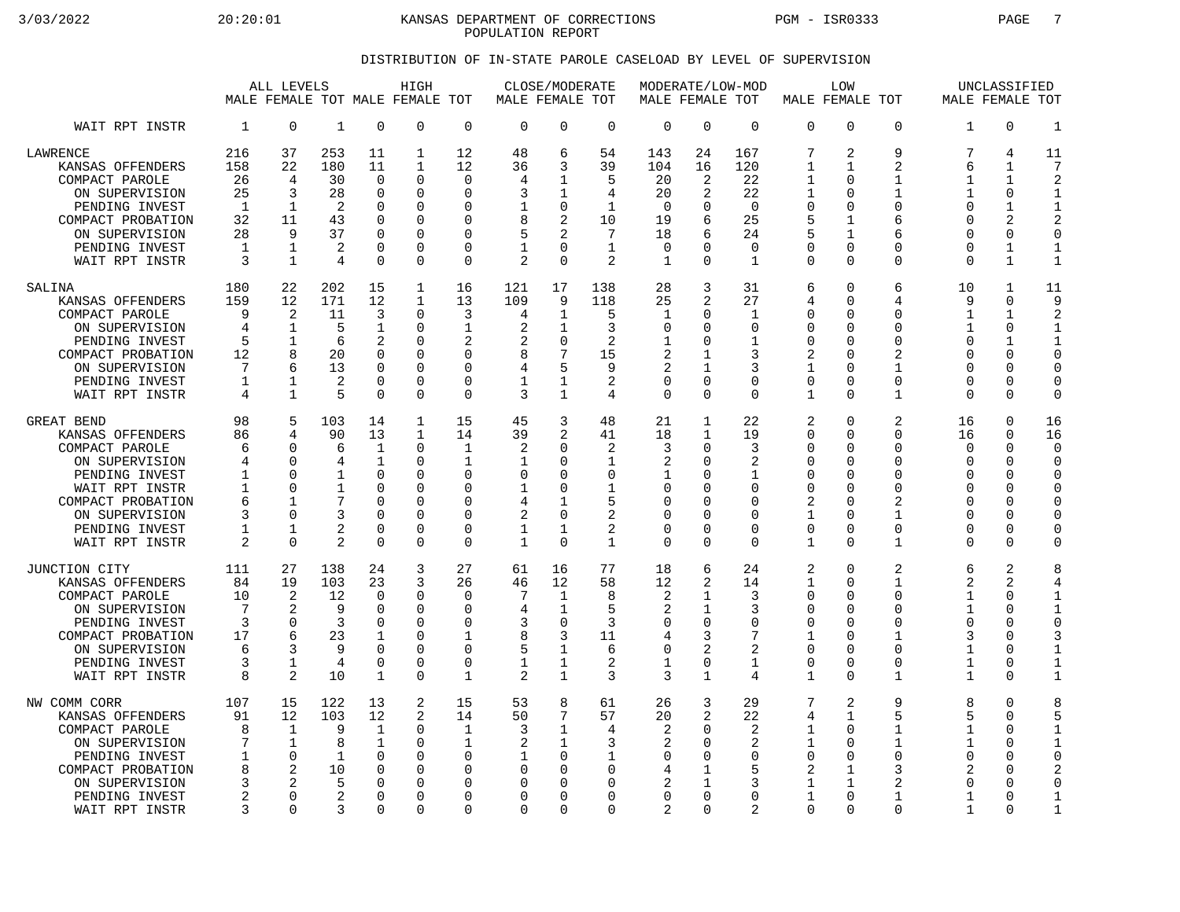KANSAS DEPARTMENT OF CORRECTIONS
POPULATION REPORT

## DISTRIBUTION OF IN-STATE PAROLE CASELOAD BY LEVEL OF SUPERVISION

| | ALL LEVELS | | | HIGH | | | CLOSE/MODERATE | | | MODERATE/LOW-MOD | | | LOW | | | UNCLASSIFIED | | |
|---|---|---|---|---|---|---|---|---|---|---|---|---|---|---|---|---|---|---|
| | MALE | FEMALE | TOT | MALE | FEMALE | TOT | MALE | FEMALE | TOT | MALE | FEMALE | TOT | MALE | FEMALE | TOT | MALE | FEMALE | TOT |
| WAIT RPT INSTR | 1 | 0 | 1 | 0 | 0 | 0 | 0 | 0 | 0 | 0 | 0 | 0 | 0 | 0 | 0 | 1 | 0 | 1 |
| LAWRENCE | 216 | 37 | 253 | 11 | 1 | 12 | 48 | 6 | 54 | 143 | 24 | 167 | 7 | 2 | 9 | 7 | 4 | 11 |
| KANSAS OFFENDERS | 158 | 22 | 180 | 11 | 1 | 12 | 36 | 3 | 39 | 104 | 16 | 120 | 1 | 1 | 2 | 6 | 1 | 7 |
| COMPACT PAROLE | 26 | 4 | 30 | 0 | 0 | 0 | 4 | 1 | 5 | 20 | 2 | 22 | 1 | 0 | 1 | 1 | 1 | 2 |
| ON SUPERVISION | 25 | 3 | 28 | 0 | 0 | 0 | 3 | 1 | 4 | 20 | 2 | 22 | 1 | 0 | 1 | 1 | 0 | 1 |
| PENDING INVEST | 1 | 1 | 2 | 0 | 0 | 0 | 1 | 0 | 1 | 0 | 0 | 0 | 0 | 0 | 0 | 0 | 1 | 1 |
| COMPACT PROBATION | 32 | 11 | 43 | 0 | 0 | 0 | 8 | 2 | 10 | 19 | 6 | 25 | 5 | 1 | 6 | 0 | 2 | 2 |
| ON SUPERVISION | 28 | 9 | 37 | 0 | 0 | 0 | 5 | 2 | 7 | 18 | 6 | 24 | 5 | 1 | 6 | 0 | 0 | 0 |
| PENDING INVEST | 1 | 1 | 2 | 0 | 0 | 0 | 1 | 0 | 1 | 0 | 0 | 0 | 0 | 0 | 0 | 0 | 1 | 1 |
| WAIT RPT INSTR | 3 | 1 | 4 | 0 | 0 | 0 | 2 | 0 | 2 | 1 | 0 | 1 | 0 | 0 | 0 | 0 | 1 | 1 |
| SALINA | 180 | 22 | 202 | 15 | 1 | 16 | 121 | 17 | 138 | 28 | 3 | 31 | 6 | 0 | 6 | 10 | 1 | 11 |
| KANSAS OFFENDERS | 159 | 12 | 171 | 12 | 1 | 13 | 109 | 9 | 118 | 25 | 2 | 27 | 4 | 0 | 4 | 9 | 0 | 9 |
| COMPACT PAROLE | 9 | 2 | 11 | 3 | 0 | 3 | 4 | 1 | 5 | 1 | 0 | 1 | 0 | 0 | 0 | 1 | 1 | 2 |
| ON SUPERVISION | 4 | 1 | 5 | 1 | 0 | 1 | 2 | 1 | 3 | 0 | 0 | 0 | 0 | 0 | 0 | 1 | 0 | 1 |
| PENDING INVEST | 5 | 1 | 6 | 2 | 0 | 2 | 2 | 0 | 2 | 1 | 0 | 1 | 0 | 0 | 0 | 0 | 1 | 1 |
| COMPACT PROBATION | 12 | 8 | 20 | 0 | 0 | 0 | 8 | 7 | 15 | 2 | 1 | 3 | 2 | 0 | 2 | 0 | 0 | 0 |
| ON SUPERVISION | 7 | 6 | 13 | 0 | 0 | 0 | 4 | 5 | 9 | 2 | 1 | 3 | 1 | 0 | 1 | 0 | 0 | 0 |
| PENDING INVEST | 1 | 1 | 2 | 0 | 0 | 0 | 1 | 1 | 2 | 0 | 0 | 0 | 0 | 0 | 0 | 0 | 0 | 0 |
| WAIT RPT INSTR | 4 | 1 | 5 | 0 | 0 | 0 | 3 | 1 | 4 | 0 | 0 | 0 | 1 | 0 | 1 | 0 | 0 | 0 |
| GREAT BEND | 98 | 5 | 103 | 14 | 1 | 15 | 45 | 3 | 48 | 21 | 1 | 22 | 2 | 0 | 2 | 16 | 0 | 16 |
| KANSAS OFFENDERS | 86 | 4 | 90 | 13 | 1 | 14 | 39 | 2 | 41 | 18 | 1 | 19 | 0 | 0 | 0 | 16 | 0 | 16 |
| COMPACT PAROLE | 6 | 0 | 6 | 1 | 0 | 1 | 2 | 0 | 2 | 3 | 0 | 3 | 0 | 0 | 0 | 0 | 0 | 0 |
| ON SUPERVISION | 4 | 0 | 4 | 1 | 0 | 1 | 1 | 0 | 1 | 2 | 0 | 2 | 0 | 0 | 0 | 0 | 0 | 0 |
| PENDING INVEST | 1 | 0 | 1 | 0 | 0 | 0 | 0 | 0 | 0 | 1 | 0 | 1 | 0 | 0 | 0 | 0 | 0 | 0 |
| WAIT RPT INSTR | 1 | 0 | 1 | 0 | 0 | 0 | 1 | 0 | 1 | 0 | 0 | 0 | 0 | 0 | 0 | 0 | 0 | 0 |
| COMPACT PROBATION | 6 | 1 | 7 | 0 | 0 | 0 | 4 | 1 | 5 | 0 | 0 | 0 | 2 | 0 | 2 | 0 | 0 | 0 |
| ON SUPERVISION | 3 | 0 | 3 | 0 | 0 | 0 | 2 | 0 | 2 | 0 | 0 | 0 | 1 | 0 | 1 | 0 | 0 | 0 |
| PENDING INVEST | 1 | 1 | 2 | 0 | 0 | 0 | 1 | 1 | 2 | 0 | 0 | 0 | 0 | 0 | 0 | 0 | 0 | 0 |
| WAIT RPT INSTR | 2 | 0 | 2 | 0 | 0 | 0 | 1 | 0 | 1 | 0 | 0 | 0 | 1 | 0 | 1 | 0 | 0 | 0 |
| JUNCTION CITY | 111 | 27 | 138 | 24 | 3 | 27 | 61 | 16 | 77 | 18 | 6 | 24 | 2 | 0 | 2 | 6 | 2 | 8 |
| KANSAS OFFENDERS | 84 | 19 | 103 | 23 | 3 | 26 | 46 | 12 | 58 | 12 | 2 | 14 | 1 | 0 | 1 | 2 | 2 | 4 |
| COMPACT PAROLE | 10 | 2 | 12 | 0 | 0 | 0 | 7 | 1 | 8 | 2 | 1 | 3 | 0 | 0 | 0 | 1 | 0 | 1 |
| ON SUPERVISION | 7 | 2 | 9 | 0 | 0 | 0 | 4 | 1 | 5 | 2 | 1 | 3 | 0 | 0 | 0 | 1 | 0 | 1 |
| PENDING INVEST | 3 | 0 | 3 | 0 | 0 | 0 | 3 | 0 | 3 | 0 | 0 | 0 | 0 | 0 | 0 | 0 | 0 | 0 |
| COMPACT PROBATION | 17 | 6 | 23 | 1 | 0 | 1 | 8 | 3 | 11 | 4 | 3 | 7 | 1 | 0 | 1 | 3 | 0 | 3 |
| ON SUPERVISION | 6 | 3 | 9 | 0 | 0 | 0 | 5 | 1 | 6 | 0 | 2 | 2 | 0 | 0 | 0 | 1 | 0 | 1 |
| PENDING INVEST | 3 | 1 | 4 | 0 | 0 | 0 | 1 | 1 | 2 | 1 | 0 | 1 | 0 | 0 | 0 | 1 | 0 | 1 |
| WAIT RPT INSTR | 8 | 2 | 10 | 1 | 0 | 1 | 2 | 1 | 3 | 3 | 1 | 4 | 1 | 0 | 1 | 1 | 0 | 1 |
| NW COMM CORR | 107 | 15 | 122 | 13 | 2 | 15 | 53 | 8 | 61 | 26 | 3 | 29 | 7 | 2 | 9 | 8 | 0 | 8 |
| KANSAS OFFENDERS | 91 | 12 | 103 | 12 | 2 | 14 | 50 | 7 | 57 | 20 | 2 | 22 | 4 | 1 | 5 | 5 | 0 | 5 |
| COMPACT PAROLE | 8 | 1 | 9 | 1 | 0 | 1 | 3 | 1 | 4 | 2 | 0 | 2 | 1 | 0 | 1 | 1 | 0 | 1 |
| ON SUPERVISION | 7 | 1 | 8 | 1 | 0 | 1 | 2 | 1 | 3 | 2 | 0 | 2 | 1 | 0 | 1 | 1 | 0 | 1 |
| PENDING INVEST | 1 | 0 | 1 | 0 | 0 | 0 | 1 | 0 | 1 | 0 | 0 | 0 | 0 | 0 | 0 | 0 | 0 | 0 |
| COMPACT PROBATION | 8 | 2 | 10 | 0 | 0 | 0 | 0 | 0 | 0 | 4 | 1 | 5 | 2 | 1 | 3 | 2 | 0 | 2 |
| ON SUPERVISION | 3 | 2 | 5 | 0 | 0 | 0 | 0 | 0 | 0 | 2 | 1 | 3 | 1 | 1 | 2 | 0 | 0 | 0 |
| PENDING INVEST | 2 | 0 | 2 | 0 | 0 | 0 | 0 | 0 | 0 | 0 | 0 | 0 | 1 | 0 | 1 | 1 | 0 | 1 |
| WAIT RPT INSTR | 3 | 0 | 3 | 0 | 0 | 0 | 0 | 0 | 0 | 2 | 0 | 2 | 0 | 0 | 0 | 1 | 0 | 1 |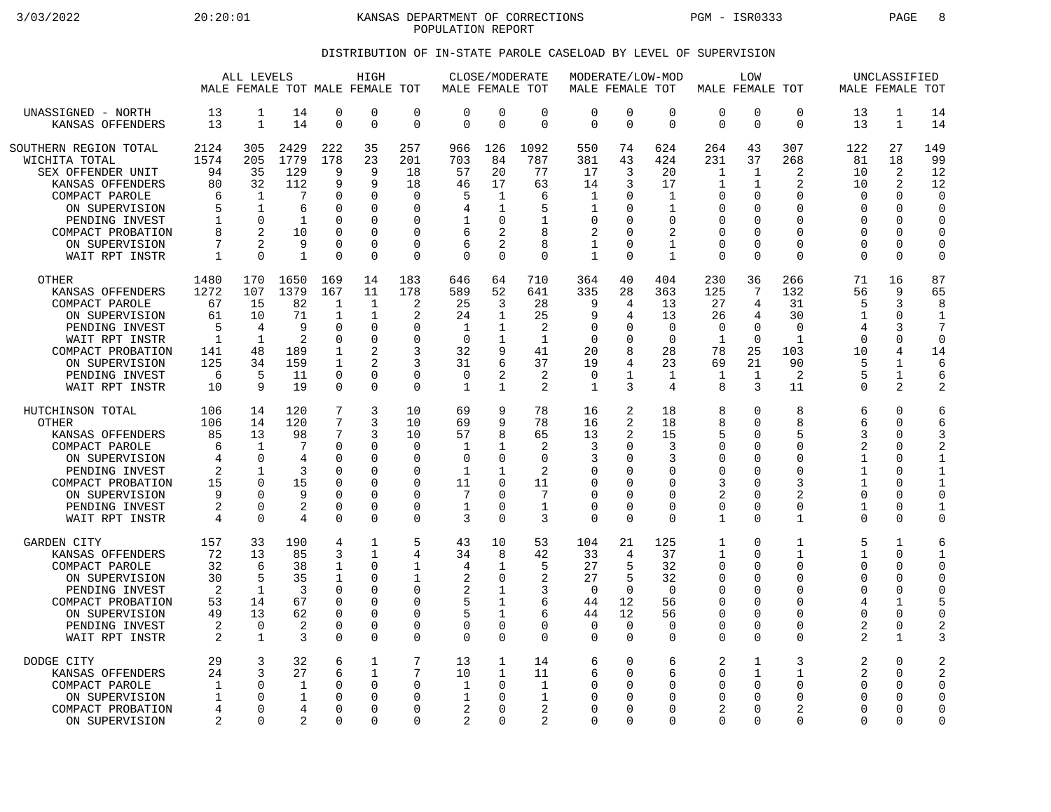KANSAS DEPARTMENT OF CORRECTIONS
POPULATION REPORT

## DISTRIBUTION OF IN-STATE PAROLE CASELOAD BY LEVEL OF SUPERVISION

| | ALL LEVELS | | | HIGH | | | CLOSE/MODERATE | | | MODERATE/LOW-MOD | | | LOW | | | UNCLASSIFIED | | |
|---|---|---|---|---|---|---|---|---|---|---|---|---|---|---|---|---|---|---|
| | MALE | FEMALE | TOT | MALE | FEMALE | TOT | MALE | FEMALE | TOT | MALE | FEMALE | TOT | MALE | FEMALE | TOT | MALE | FEMALE | TOT |
| UNASSIGNED - NORTH | 13 | 1 | 14 | 0 | 0 | 0 | 0 | 0 | 0 | 0 | 0 | 0 | 0 | 0 | 0 | 13 | 1 | 14 |
| KANSAS OFFENDERS | 13 | 1 | 14 | 0 | 0 | 0 | 0 | 0 | 0 | 0 | 0 | 0 | 0 | 0 | 0 | 13 | 1 | 14 |
| SOUTHERN REGION TOTAL | 2124 | 305 | 2429 | 222 | 35 | 257 | 966 | 126 | 1092 | 550 | 74 | 624 | 264 | 43 | 307 | 122 | 27 | 149 |
| WICHITA TOTAL | 1574 | 205 | 1779 | 178 | 23 | 201 | 703 | 84 | 787 | 381 | 43 | 424 | 231 | 37 | 268 | 81 | 18 | 99 |
| SEX OFFENDER UNIT | 94 | 35 | 129 | 9 | 9 | 18 | 57 | 20 | 77 | 17 | 3 | 20 | 1 | 1 | 2 | 10 | 2 | 12 |
| KANSAS OFFENDERS | 80 | 32 | 112 | 9 | 9 | 18 | 46 | 17 | 63 | 14 | 3 | 17 | 1 | 1 | 2 | 10 | 2 | 12 |
| COMPACT PAROLE | 6 | 1 | 7 | 0 | 0 | 0 | 5 | 1 | 6 | 1 | 0 | 1 | 0 | 0 | 0 | 0 | 0 | 0 |
| ON SUPERVISION | 5 | 1 | 6 | 0 | 0 | 0 | 4 | 1 | 5 | 1 | 0 | 1 | 0 | 0 | 0 | 0 | 0 | 0 |
| PENDING INVEST | 1 | 0 | 1 | 0 | 0 | 0 | 1 | 0 | 1 | 0 | 0 | 0 | 0 | 0 | 0 | 0 | 0 | 0 |
| COMPACT PROBATION | 8 | 2 | 10 | 0 | 0 | 0 | 6 | 2 | 8 | 2 | 0 | 2 | 0 | 0 | 0 | 0 | 0 | 0 |
| ON SUPERVISION | 7 | 2 | 9 | 0 | 0 | 0 | 6 | 2 | 8 | 1 | 0 | 1 | 0 | 0 | 0 | 0 | 0 | 0 |
| WAIT RPT INSTR | 1 | 0 | 1 | 0 | 0 | 0 | 0 | 0 | 0 | 1 | 0 | 1 | 0 | 0 | 0 | 0 | 0 | 0 |
| OTHER | 1480 | 170 | 1650 | 169 | 14 | 183 | 646 | 64 | 710 | 364 | 40 | 404 | 230 | 36 | 266 | 71 | 16 | 87 |
| KANSAS OFFENDERS | 1272 | 107 | 1379 | 167 | 11 | 178 | 589 | 52 | 641 | 335 | 28 | 363 | 125 | 7 | 132 | 56 | 9 | 65 |
| COMPACT PAROLE | 67 | 15 | 82 | 1 | 1 | 2 | 25 | 3 | 28 | 9 | 4 | 13 | 27 | 4 | 31 | 5 | 3 | 8 |
| ON SUPERVISION | 61 | 10 | 71 | 1 | 1 | 2 | 24 | 1 | 25 | 9 | 4 | 13 | 26 | 4 | 30 | 1 | 0 | 1 |
| PENDING INVEST | 5 | 4 | 9 | 0 | 0 | 0 | 1 | 1 | 2 | 0 | 0 | 0 | 0 | 0 | 0 | 4 | 3 | 7 |
| WAIT RPT INSTR | 1 | 1 | 2 | 0 | 0 | 0 | 0 | 1 | 1 | 0 | 0 | 0 | 1 | 0 | 1 | 0 | 0 | 0 |
| COMPACT PROBATION | 141 | 48 | 189 | 1 | 2 | 3 | 32 | 9 | 41 | 20 | 8 | 28 | 78 | 25 | 103 | 10 | 4 | 14 |
| ON SUPERVISION | 125 | 34 | 159 | 1 | 2 | 3 | 31 | 6 | 37 | 19 | 4 | 23 | 69 | 21 | 90 | 5 | 1 | 6 |
| PENDING INVEST | 6 | 5 | 11 | 0 | 0 | 0 | 0 | 2 | 2 | 0 | 1 | 1 | 1 | 1 | 2 | 5 | 1 | 6 |
| WAIT RPT INSTR | 10 | 9 | 19 | 0 | 0 | 0 | 1 | 1 | 2 | 1 | 3 | 4 | 8 | 3 | 11 | 0 | 2 | 2 |
| HUTCHINSON TOTAL | 106 | 14 | 120 | 7 | 3 | 10 | 69 | 9 | 78 | 16 | 2 | 18 | 8 | 0 | 8 | 6 | 0 | 6 |
| OTHER | 106 | 14 | 120 | 7 | 3 | 10 | 69 | 9 | 78 | 16 | 2 | 18 | 8 | 0 | 8 | 6 | 0 | 6 |
| KANSAS OFFENDERS | 85 | 13 | 98 | 7 | 3 | 10 | 57 | 8 | 65 | 13 | 2 | 15 | 5 | 0 | 5 | 3 | 0 | 3 |
| COMPACT PAROLE | 6 | 1 | 7 | 0 | 0 | 0 | 1 | 1 | 2 | 3 | 0 | 3 | 0 | 0 | 0 | 2 | 0 | 2 |
| ON SUPERVISION | 4 | 0 | 4 | 0 | 0 | 0 | 0 | 0 | 0 | 3 | 0 | 3 | 0 | 0 | 0 | 1 | 0 | 1 |
| PENDING INVEST | 2 | 1 | 3 | 0 | 0 | 0 | 1 | 1 | 2 | 0 | 0 | 0 | 0 | 0 | 0 | 1 | 0 | 1 |
| COMPACT PROBATION | 15 | 0 | 15 | 0 | 0 | 0 | 11 | 0 | 11 | 0 | 0 | 0 | 3 | 0 | 3 | 1 | 0 | 1 |
| ON SUPERVISION | 9 | 0 | 9 | 0 | 0 | 0 | 7 | 0 | 7 | 0 | 0 | 0 | 2 | 0 | 2 | 0 | 0 | 0 |
| PENDING INVEST | 2 | 0 | 2 | 0 | 0 | 0 | 1 | 0 | 1 | 0 | 0 | 0 | 0 | 0 | 0 | 1 | 0 | 1 |
| WAIT RPT INSTR | 4 | 0 | 4 | 0 | 0 | 0 | 3 | 0 | 3 | 0 | 0 | 0 | 1 | 0 | 1 | 0 | 0 | 0 |
| GARDEN CITY | 157 | 33 | 190 | 4 | 1 | 5 | 43 | 10 | 53 | 104 | 21 | 125 | 1 | 0 | 1 | 5 | 1 | 6 |
| KANSAS OFFENDERS | 72 | 13 | 85 | 3 | 1 | 4 | 34 | 8 | 42 | 33 | 4 | 37 | 1 | 0 | 1 | 1 | 0 | 1 |
| COMPACT PAROLE | 32 | 6 | 38 | 1 | 0 | 1 | 4 | 1 | 5 | 27 | 5 | 32 | 0 | 0 | 0 | 0 | 0 | 0 |
| ON SUPERVISION | 30 | 5 | 35 | 1 | 0 | 1 | 2 | 0 | 2 | 27 | 5 | 32 | 0 | 0 | 0 | 0 | 0 | 0 |
| PENDING INVEST | 2 | 1 | 3 | 0 | 0 | 0 | 2 | 1 | 3 | 0 | 0 | 0 | 0 | 0 | 0 | 0 | 0 | 0 |
| COMPACT PROBATION | 53 | 14 | 67 | 0 | 0 | 0 | 5 | 1 | 6 | 44 | 12 | 56 | 0 | 0 | 0 | 4 | 1 | 5 |
| ON SUPERVISION | 49 | 13 | 62 | 0 | 0 | 0 | 5 | 1 | 6 | 44 | 12 | 56 | 0 | 0 | 0 | 0 | 0 | 0 |
| PENDING INVEST | 2 | 0 | 2 | 0 | 0 | 0 | 0 | 0 | 0 | 0 | 0 | 0 | 0 | 0 | 0 | 2 | 0 | 2 |
| WAIT RPT INSTR | 2 | 1 | 3 | 0 | 0 | 0 | 0 | 0 | 0 | 0 | 0 | 0 | 0 | 0 | 0 | 2 | 1 | 3 |
| DODGE CITY | 29 | 3 | 32 | 6 | 1 | 7 | 13 | 1 | 14 | 6 | 0 | 6 | 2 | 1 | 3 | 2 | 0 | 2 |
| KANSAS OFFENDERS | 24 | 3 | 27 | 6 | 1 | 7 | 10 | 1 | 11 | 6 | 0 | 6 | 0 | 1 | 1 | 2 | 0 | 2 |
| COMPACT PAROLE | 1 | 0 | 1 | 0 | 0 | 0 | 1 | 0 | 1 | 0 | 0 | 0 | 0 | 0 | 0 | 0 | 0 | 0 |
| ON SUPERVISION | 1 | 0 | 1 | 0 | 0 | 0 | 1 | 0 | 1 | 0 | 0 | 0 | 0 | 0 | 0 | 0 | 0 | 0 |
| COMPACT PROBATION | 4 | 0 | 4 | 0 | 0 | 0 | 2 | 0 | 2 | 0 | 0 | 0 | 2 | 0 | 2 | 0 | 0 | 0 |
| ON SUPERVISION | 2 | 0 | 2 | 0 | 0 | 0 | 2 | 0 | 2 | 0 | 0 | 0 | 0 | 0 | 0 | 0 | 0 | 0 |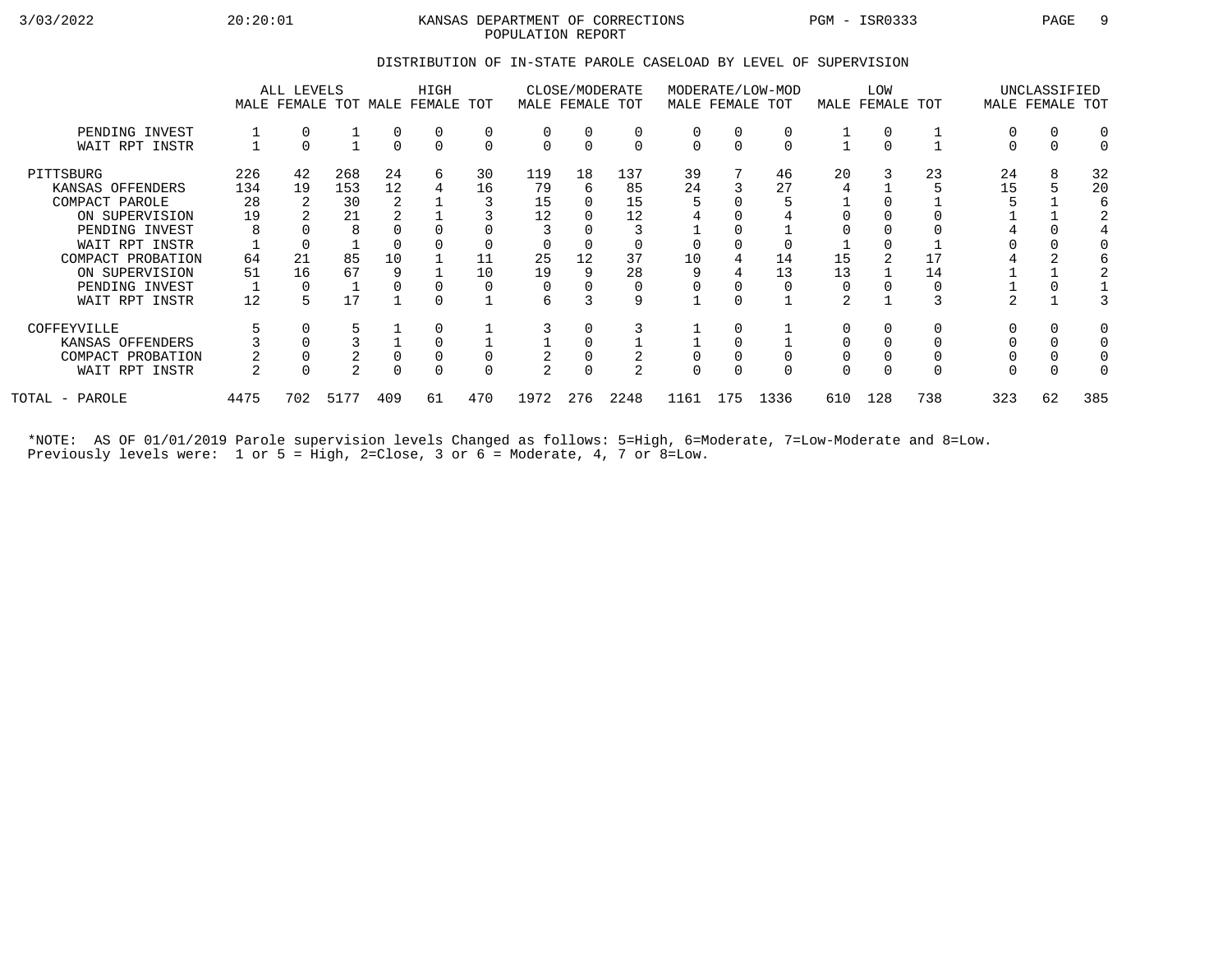KANSAS DEPARTMENT OF CORRECTIONS
POPULATION REPORT

PGM - ISR0333

3/03/2022 20:20:01

## DISTRIBUTION OF IN-STATE PAROLE CASELOAD BY LEVEL OF SUPERVISION

| | ALL LEVELS | | | HIGH | | | CLOSE/MODERATE | | | MODERATE/LOW-MOD | | | LOW | | | UNCLASSIFIED | | |
|---|---|---|---|---|---|---|---|---|---|---|---|---|---|---|---|---|---|---|
| | MALE | FEMALE | TOT | MALE | FEMALE | TOT | MALE | FEMALE | TOT | MALE | FEMALE | TOT | MALE | FEMALE | TOT | MALE | FEMALE | TOT |
| PENDING INVEST | 1 | 0 | 1 | 0 | 0 | 0 | 0 | 0 | 0 | 0 | 0 | 0 | 1 | 0 | 1 | 0 | 0 | 0 |
| WAIT RPT INSTR | 1 | 0 | 1 | 0 | 0 | 0 | 0 | 0 | 0 | 0 | 0 | 0 | 1 | 0 | 1 | 0 | 0 | 0 |
| PITTSBURG | 226 | 42 | 268 | 24 | 6 | 30 | 119 | 18 | 137 | 39 | 7 | 46 | 20 | 3 | 23 | 24 | 8 | 32 |
| KANSAS OFFENDERS | 134 | 19 | 153 | 12 | 4 | 16 | 79 | 6 | 85 | 24 | 3 | 27 | 4 | 1 | 5 | 15 | 5 | 20 |
| COMPACT PAROLE | 28 | 2 | 30 | 2 | 1 | 3 | 15 | 0 | 15 | 5 | 0 | 5 | 1 | 0 | 1 | 5 | 1 | 6 |
| ON SUPERVISION | 19 | 2 | 21 | 2 | 1 | 3 | 12 | 0 | 12 | 4 | 0 | 4 | 0 | 0 | 0 | 1 | 1 | 2 |
| PENDING INVEST | 8 | 0 | 8 | 0 | 0 | 0 | 3 | 0 | 3 | 1 | 0 | 1 | 0 | 0 | 0 | 4 | 0 | 4 |
| WAIT RPT INSTR | 1 | 0 | 1 | 0 | 0 | 0 | 0 | 0 | 0 | 0 | 0 | 0 | 1 | 0 | 1 | 0 | 0 | 0 |
| COMPACT PROBATION | 64 | 21 | 85 | 10 | 1 | 11 | 25 | 12 | 37 | 10 | 4 | 14 | 15 | 2 | 17 | 4 | 2 | 6 |
| ON SUPERVISION | 51 | 16 | 67 | 9 | 1 | 10 | 19 | 9 | 28 | 9 | 4 | 13 | 13 | 1 | 14 | 1 | 1 | 2 |
| PENDING INVEST | 1 | 0 | 1 | 0 | 0 | 0 | 0 | 0 | 0 | 0 | 0 | 0 | 0 | 0 | 0 | 1 | 0 | 1 |
| WAIT RPT INSTR | 12 | 5 | 17 | 1 | 0 | 1 | 6 | 3 | 9 | 1 | 0 | 1 | 2 | 1 | 3 | 2 | 1 | 3 |
| COFFEYVILLE | 5 | 0 | 5 | 1 | 0 | 1 | 3 | 0 | 3 | 1 | 0 | 1 | 0 | 0 | 0 | 0 | 0 | 0 |
| KANSAS OFFENDERS | 3 | 0 | 3 | 1 | 0 | 1 | 1 | 0 | 1 | 1 | 0 | 1 | 0 | 0 | 0 | 0 | 0 | 0 |
| COMPACT PROBATION | 2 | 0 | 2 | 0 | 0 | 0 | 2 | 0 | 2 | 0 | 0 | 0 | 0 | 0 | 0 | 0 | 0 | 0 |
| WAIT RPT INSTR | 2 | 0 | 2 | 0 | 0 | 0 | 2 | 0 | 2 | 0 | 0 | 0 | 0 | 0 | 0 | 0 | 0 | 0 |
| TOTAL - PAROLE | 4475 | 702 | 5177 | 409 | 61 | 470 | 1972 | 276 | 2248 | 1161 | 175 | 1336 | 610 | 128 | 738 | 323 | 62 | 385 |

*NOTE: AS OF 01/01/2019 Parole supervision levels Changed as follows: 5=High, 6=Moderate, 7=Low-Moderate and 8=Low.
Previously levels were: 1 or 5 = High, 2=Close, 3 or 6 = Moderate, 4, 7 or 8=Low.